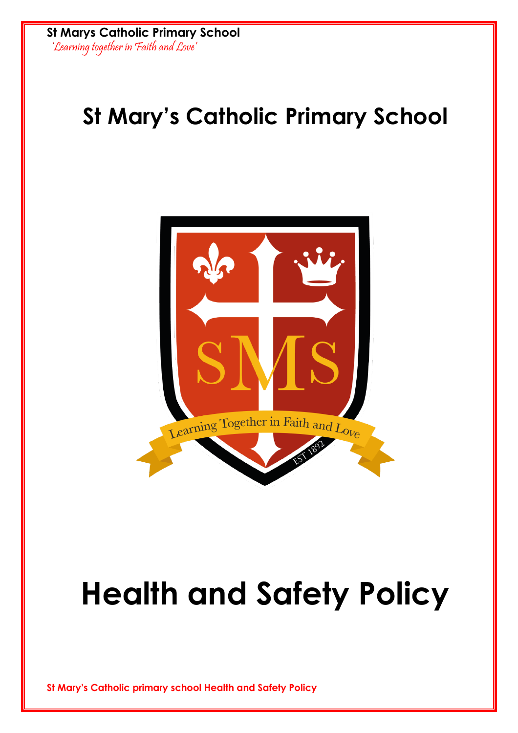# St Mary's Catholic Primary School

# Health and Safety Policy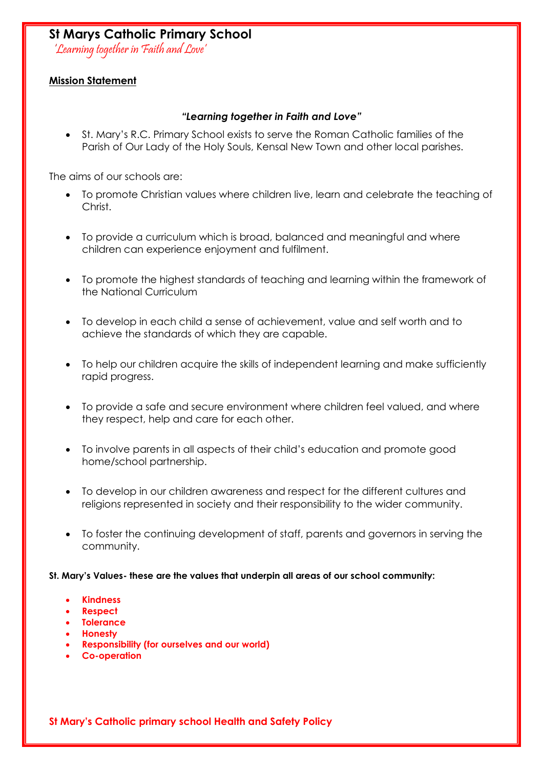# St Marys Catholic Primary School

*'Learning together in Faith and Love'*

**Mission Statement**

***"Learning together in Faith and Love"***

- St. Mary's R.C. Primary School exists to serve the Roman Catholic families of the Parish of Our Lady of the Holy Souls, Kensal New Town and other local parishes.

The aims of our schools are:

- To promote Christian values where children live, learn and celebrate the teaching of Christ.
- To provide a curriculum which is broad, balanced and meaningful and where children can experience enjoyment and fulfilment.
- To promote the highest standards of teaching and learning within the framework of the National Curriculum
- To develop in each child a sense of achievement, value and self worth and to achieve the standards of which they are capable.
- To help our children acquire the skills of independent learning and make sufficiently rapid progress.
- To provide a safe and secure environment where children feel valued, and where they respect, help and care for each other.
- To involve parents in all aspects of their child's education and promote good home/school partnership.
- To develop in our children awareness and respect for the different cultures and religions represented in society and their responsibility to the wider community.
- To foster the continuing development of staff, parents and governors in serving the community.

**St. Mary's Values- these are the values that underpin all areas of our school community:**

- **Kindness**
- **Respect**
- **Tolerance**
- **Honesty**
- **Responsibility (for ourselves and our world)**
- **Co-operation**

**St Mary's Catholic primary school Health and Safety Policy**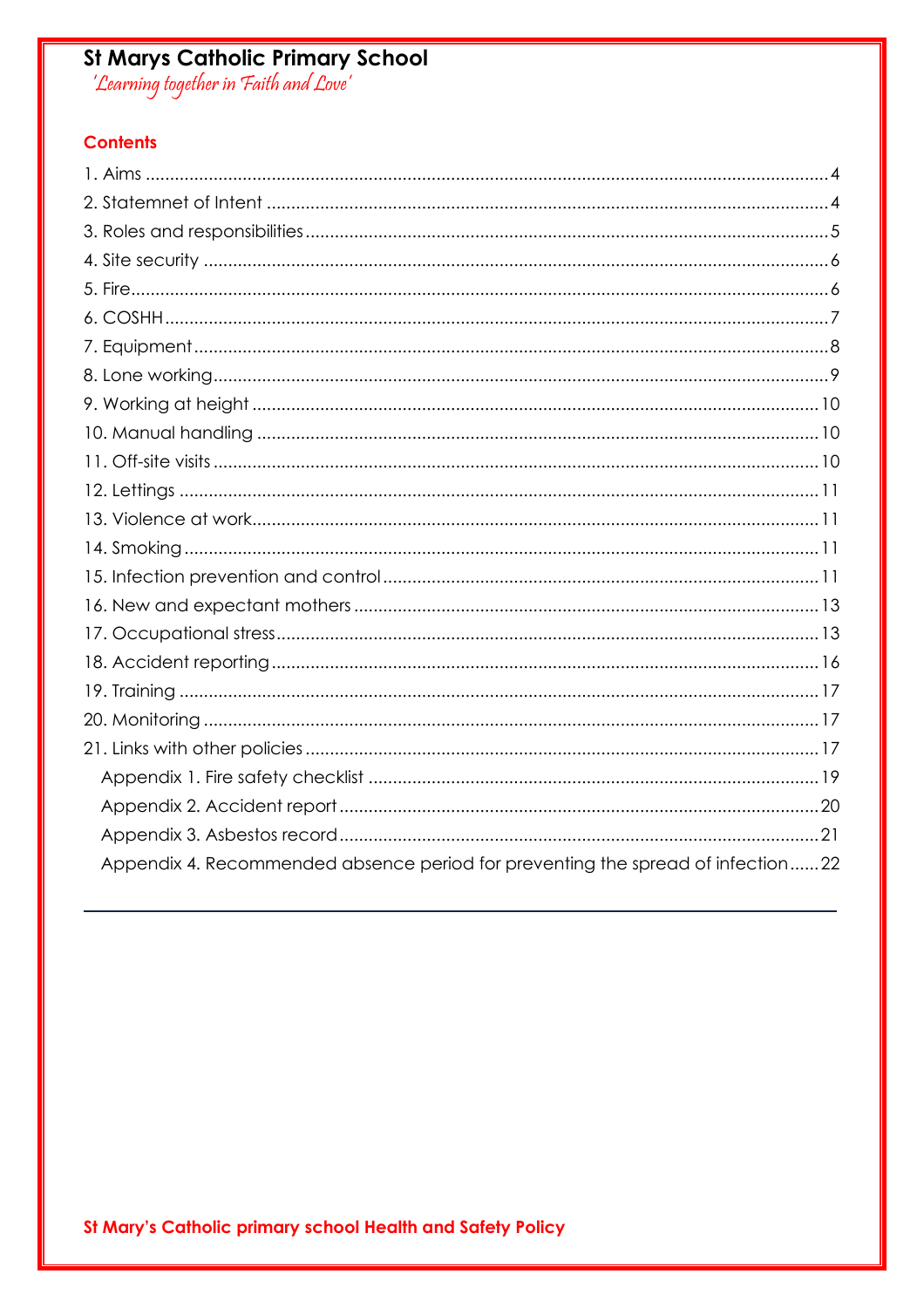**St Marys Catholic Primary School**

*'Learning together in Faith and Love'*

## Contents

1. Aims .......... 4
2. Statemnet of Intent .......... 4
3. Roles and responsibilities .......... 5
4. Site security .......... 6
5. Fire .......... 6
6. COSHH .......... 7
7. Equipment .......... 8
8. Lone working .......... 9
9. Working at height .......... 10
10. Manual handling .......... 10
11. Off-site visits .......... 10
12. Lettings .......... 11
13. Violence at work .......... 11
14. Smoking .......... 11
15. Infection prevention and control .......... 11
16. New and expectant mothers .......... 13
17. Occupational stress .......... 13
18. Accident reporting .......... 16
19. Training .......... 17
20. Monitoring .......... 17
21. Links with other policies .......... 17

- Appendix 1. Fire safety checklist .......... 19
- Appendix 2. Accident report .......... 20
- Appendix 3. Asbestos record .......... 21
- Appendix 4. Recommended absence period for preventing the spread of infection .......... 22

---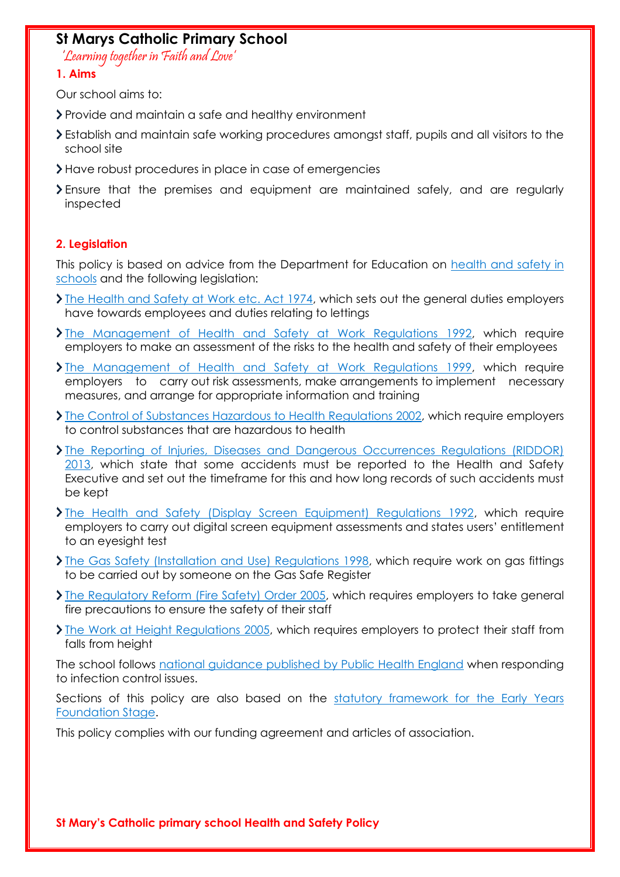# St Marys Catholic Primary School

*'Learning together in Faith and Love'*

## 1. Aims

Our school aims to:

- Provide and maintain a safe and healthy environment
- Establish and maintain safe working procedures amongst staff, pupils and all visitors to the school site
- Have robust procedures in place in case of emergencies
- Ensure that the premises and equipment are maintained safely, and are regularly inspected

## 2. Legislation

This policy is based on advice from the Department for Education on health and safety in schools and the following legislation:

- The Health and Safety at Work etc. Act 1974, which sets out the general duties employers have towards employees and duties relating to lettings
- The Management of Health and Safety at Work Regulations 1992, which require employers to make an assessment of the risks to the health and safety of their employees
- The Management of Health and Safety at Work Regulations 1999, which require employers to carry out risk assessments, make arrangements to implement necessary measures, and arrange for appropriate information and training
- The Control of Substances Hazardous to Health Regulations 2002, which require employers to control substances that are hazardous to health
- The Reporting of Injuries, Diseases and Dangerous Occurrences Regulations (RIDDOR) 2013, which state that some accidents must be reported to the Health and Safety Executive and set out the timeframe for this and how long records of such accidents must be kept
- The Health and Safety (Display Screen Equipment) Regulations 1992, which require employers to carry out digital screen equipment assessments and states users' entitlement to an eyesight test
- The Gas Safety (Installation and Use) Regulations 1998, which require work on gas fittings to be carried out by someone on the Gas Safe Register
- The Regulatory Reform (Fire Safety) Order 2005, which requires employers to take general fire precautions to ensure the safety of their staff
- The Work at Height Regulations 2005, which requires employers to protect their staff from falls from height

The school follows national guidance published by Public Health England when responding to infection control issues.

Sections of this policy are also based on the statutory framework for the Early Years Foundation Stage.

This policy complies with our funding agreement and articles of association.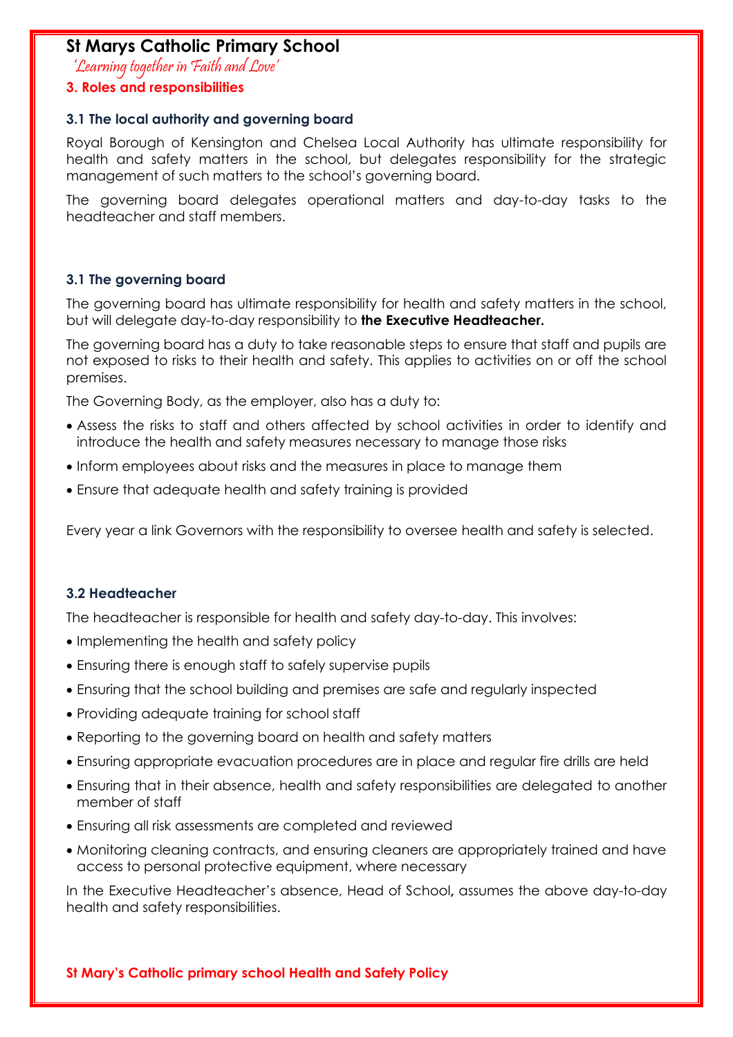## 3. Roles and responsibilities

### 3.1 The local authority and governing board

Royal Borough of Kensington and Chelsea Local Authority has ultimate responsibility for health and safety matters in the school, but delegates responsibility for the strategic management of such matters to the school's governing board.

The governing board delegates operational matters and day-to-day tasks to the headteacher and staff members.

### 3.1 The governing board

The governing board has ultimate responsibility for health and safety matters in the school, but will delegate day-to-day responsibility to **the Executive Headteacher.**

The governing board has a duty to take reasonable steps to ensure that staff and pupils are not exposed to risks to their health and safety. This applies to activities on or off the school premises.

The Governing Body, as the employer, also has a duty to:

- Assess the risks to staff and others affected by school activities in order to identify and introduce the health and safety measures necessary to manage those risks
- Inform employees about risks and the measures in place to manage them
- Ensure that adequate health and safety training is provided

Every year a link Governors with the responsibility to oversee health and safety is selected.

### 3.2 Headteacher

The headteacher is responsible for health and safety day-to-day. This involves:

- Implementing the health and safety policy
- Ensuring there is enough staff to safely supervise pupils
- Ensuring that the school building and premises are safe and regularly inspected
- Providing adequate training for school staff
- Reporting to the governing board on health and safety matters
- Ensuring appropriate evacuation procedures are in place and regular fire drills are held
- Ensuring that in their absence, health and safety responsibilities are delegated to another member of staff
- Ensuring all risk assessments are completed and reviewed
- Monitoring cleaning contracts, and ensuring cleaners are appropriately trained and have access to personal protective equipment, where necessary

In the Executive Headteacher's absence, Head of School**,** assumes the above day-to-day health and safety responsibilities.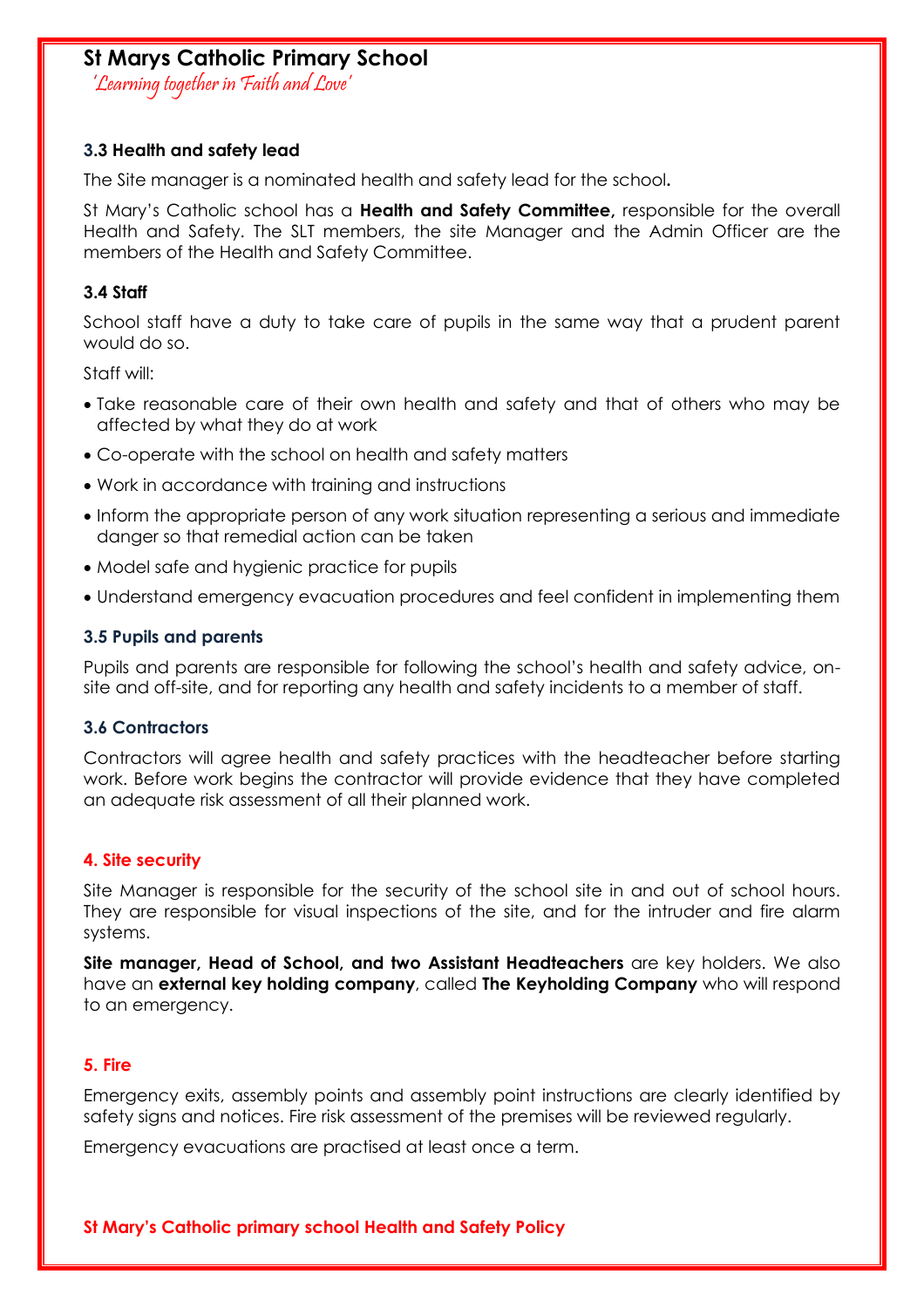### 3.3 Health and safety lead

The Site manager is a nominated health and safety lead for the school**.**

St Mary's Catholic school has a **Health and Safety Committee,** responsible for the overall Health and Safety. The SLT members, the site Manager and the Admin Officer are the members of the Health and Safety Committee.

### 3.4 Staff

School staff have a duty to take care of pupils in the same way that a prudent parent would do so.

Staff will:

- Take reasonable care of their own health and safety and that of others who may be affected by what they do at work
- Co-operate with the school on health and safety matters
- Work in accordance with training and instructions
- Inform the appropriate person of any work situation representing a serious and immediate danger so that remedial action can be taken
- Model safe and hygienic practice for pupils
- Understand emergency evacuation procedures and feel confident in implementing them

### 3.5 Pupils and parents

Pupils and parents are responsible for following the school's health and safety advice, on-site and off-site, and for reporting any health and safety incidents to a member of staff.

### 3.6 Contractors

Contractors will agree health and safety practices with the headteacher before starting work. Before work begins the contractor will provide evidence that they have completed an adequate risk assessment of all their planned work.

## 4. Site security

Site Manager is responsible for the security of the school site in and out of school hours. They are responsible for visual inspections of the site, and for the intruder and fire alarm systems.

**Site manager, Head of School, and two Assistant Headteachers** are key holders. We also have an **external key holding company**, called **The Keyholding Company** who will respond to an emergency.

## 5. Fire

Emergency exits, assembly points and assembly point instructions are clearly identified by safety signs and notices. Fire risk assessment of the premises will be reviewed regularly.

Emergency evacuations are practised at least once a term.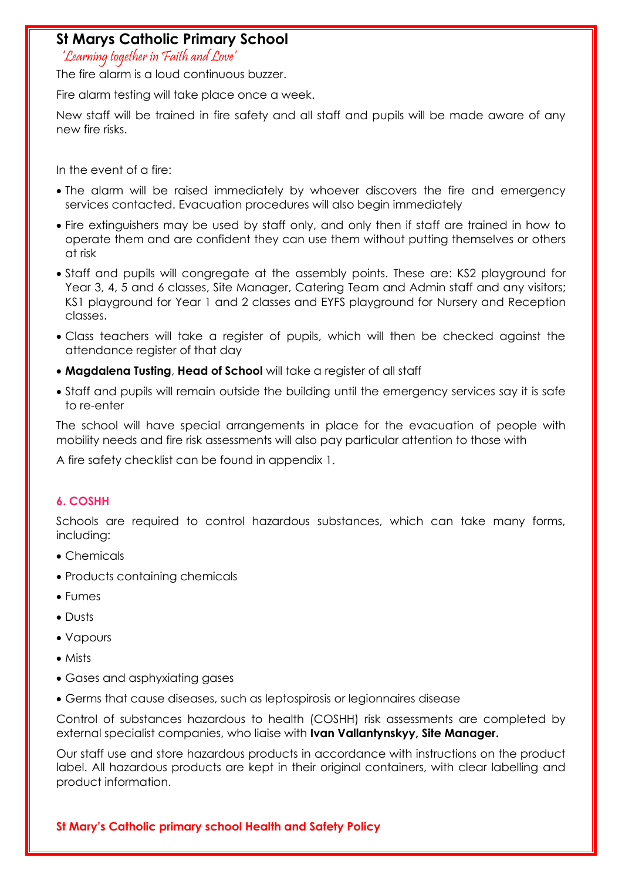The fire alarm is a loud continuous buzzer.

Fire alarm testing will take place once a week.

New staff will be trained in fire safety and all staff and pupils will be made aware of any new fire risks.

In the event of a fire:

- The alarm will be raised immediately by whoever discovers the fire and emergency services contacted. Evacuation procedures will also begin immediately
- Fire extinguishers may be used by staff only, and only then if staff are trained in how to operate them and are confident they can use them without putting themselves or others at risk
- Staff and pupils will congregate at the assembly points. These are: KS2 playground for Year 3, 4, 5 and 6 classes, Site Manager, Catering Team and Admin staff and any visitors; KS1 playground for Year 1 and 2 classes and EYFS playground for Nursery and Reception classes.
- Class teachers will take a register of pupils, which will then be checked against the attendance register of that day
- **Magdalena Tusting**, **Head of School** will take a register of all staff
- Staff and pupils will remain outside the building until the emergency services say it is safe to re-enter

The school will have special arrangements in place for the evacuation of people with mobility needs and fire risk assessments will also pay particular attention to those with

A fire safety checklist can be found in appendix 1.

## 6. COSHH

Schools are required to control hazardous substances, which can take many forms, including:

- Chemicals
- Products containing chemicals
- Fumes
- Dusts
- Vapours
- Mists
- Gases and asphyxiating gases
- Germs that cause diseases, such as leptospirosis or legionnaires disease

Control of substances hazardous to health (COSHH) risk assessments are completed by external specialist companies, who liaise with **Ivan Vallantynskyy, Site Manager.**

Our staff use and store hazardous products in accordance with instructions on the product label. All hazardous products are kept in their original containers, with clear labelling and product information.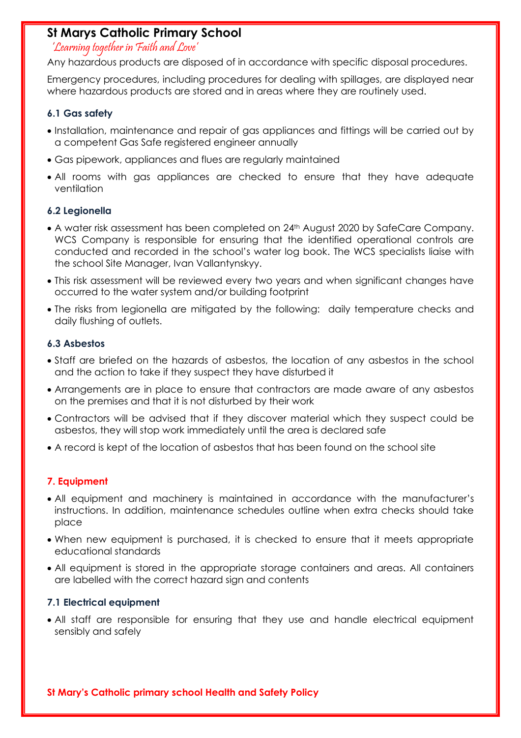Any hazardous products are disposed of in accordance with specific disposal procedures.

Emergency procedures, including procedures for dealing with spillages, are displayed near where hazardous products are stored and in areas where they are routinely used.

### 6.1 Gas safety

- Installation, maintenance and repair of gas appliances and fittings will be carried out by a competent Gas Safe registered engineer annually
- Gas pipework, appliances and flues are regularly maintained
- All rooms with gas appliances are checked to ensure that they have adequate ventilation

### 6.2 Legionella

- A water risk assessment has been completed on 24th August 2020 by SafeCare Company. WCS Company is responsible for ensuring that the identified operational controls are conducted and recorded in the school's water log book. The WCS specialists liaise with the school Site Manager, Ivan Vallantynskyy.
- This risk assessment will be reviewed every two years and when significant changes have occurred to the water system and/or building footprint
- The risks from legionella are mitigated by the following: daily temperature checks and daily flushing of outlets.

### 6.3 Asbestos

- Staff are briefed on the hazards of asbestos, the location of any asbestos in the school and the action to take if they suspect they have disturbed it
- Arrangements are in place to ensure that contractors are made aware of any asbestos on the premises and that it is not disturbed by their work
- Contractors will be advised that if they discover material which they suspect could be asbestos, they will stop work immediately until the area is declared safe
- A record is kept of the location of asbestos that has been found on the school site

## 7. Equipment

- All equipment and machinery is maintained in accordance with the manufacturer's instructions. In addition, maintenance schedules outline when extra checks should take place
- When new equipment is purchased, it is checked to ensure that it meets appropriate educational standards
- All equipment is stored in the appropriate storage containers and areas. All containers are labelled with the correct hazard sign and contents

### 7.1 Electrical equipment

- All staff are responsible for ensuring that they use and handle electrical equipment sensibly and safely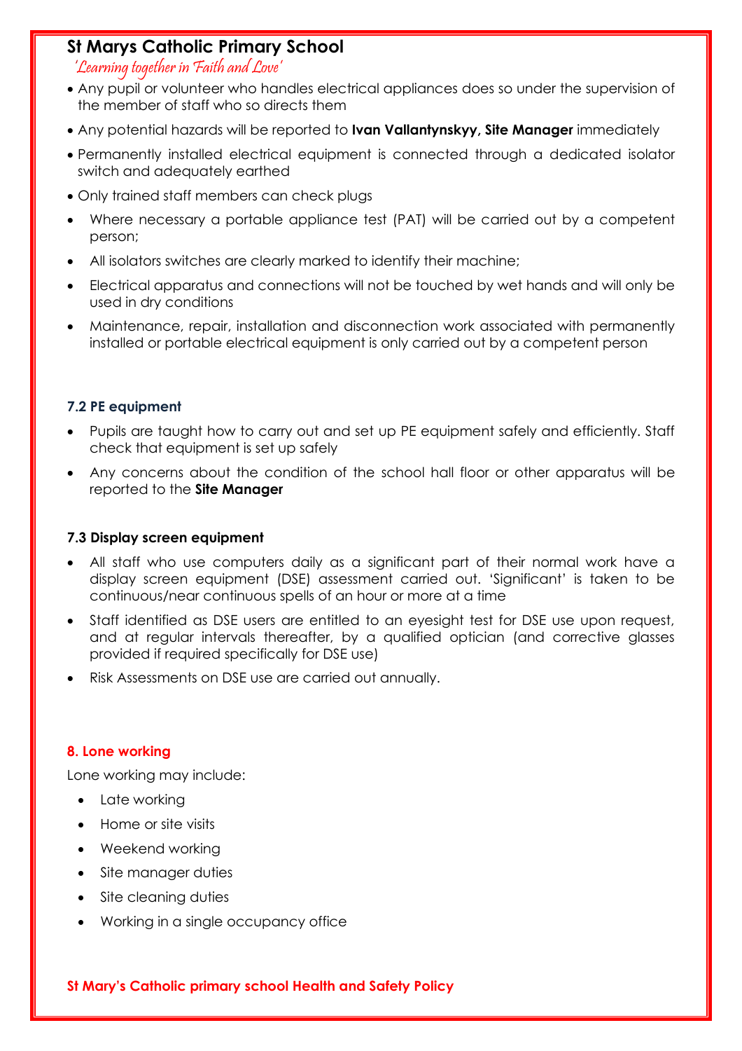- Any pupil or volunteer who handles electrical appliances does so under the supervision of the member of staff who so directs them
- Any potential hazards will be reported to **Ivan Vallantynskyy, Site Manager** immediately
- Permanently installed electrical equipment is connected through a dedicated isolator switch and adequately earthed
- Only trained staff members can check plugs
- Where necessary a portable appliance test (PAT) will be carried out by a competent person;
- All isolators switches are clearly marked to identify their machine;
- Electrical apparatus and connections will not be touched by wet hands and will only be used in dry conditions
- Maintenance, repair, installation and disconnection work associated with permanently installed or portable electrical equipment is only carried out by a competent person

### 7.2 PE equipment

- Pupils are taught how to carry out and set up PE equipment safely and efficiently. Staff check that equipment is set up safely
- Any concerns about the condition of the school hall floor or other apparatus will be reported to the **Site Manager**

### 7.3 Display screen equipment

- All staff who use computers daily as a significant part of their normal work have a display screen equipment (DSE) assessment carried out. 'Significant' is taken to be continuous/near continuous spells of an hour or more at a time
- Staff identified as DSE users are entitled to an eyesight test for DSE use upon request, and at regular intervals thereafter, by a qualified optician (and corrective glasses provided if required specifically for DSE use)
- Risk Assessments on DSE use are carried out annually.

## 8. Lone working

Lone working may include:

- Late working
- Home or site visits
- Weekend working
- Site manager duties
- Site cleaning duties
- Working in a single occupancy office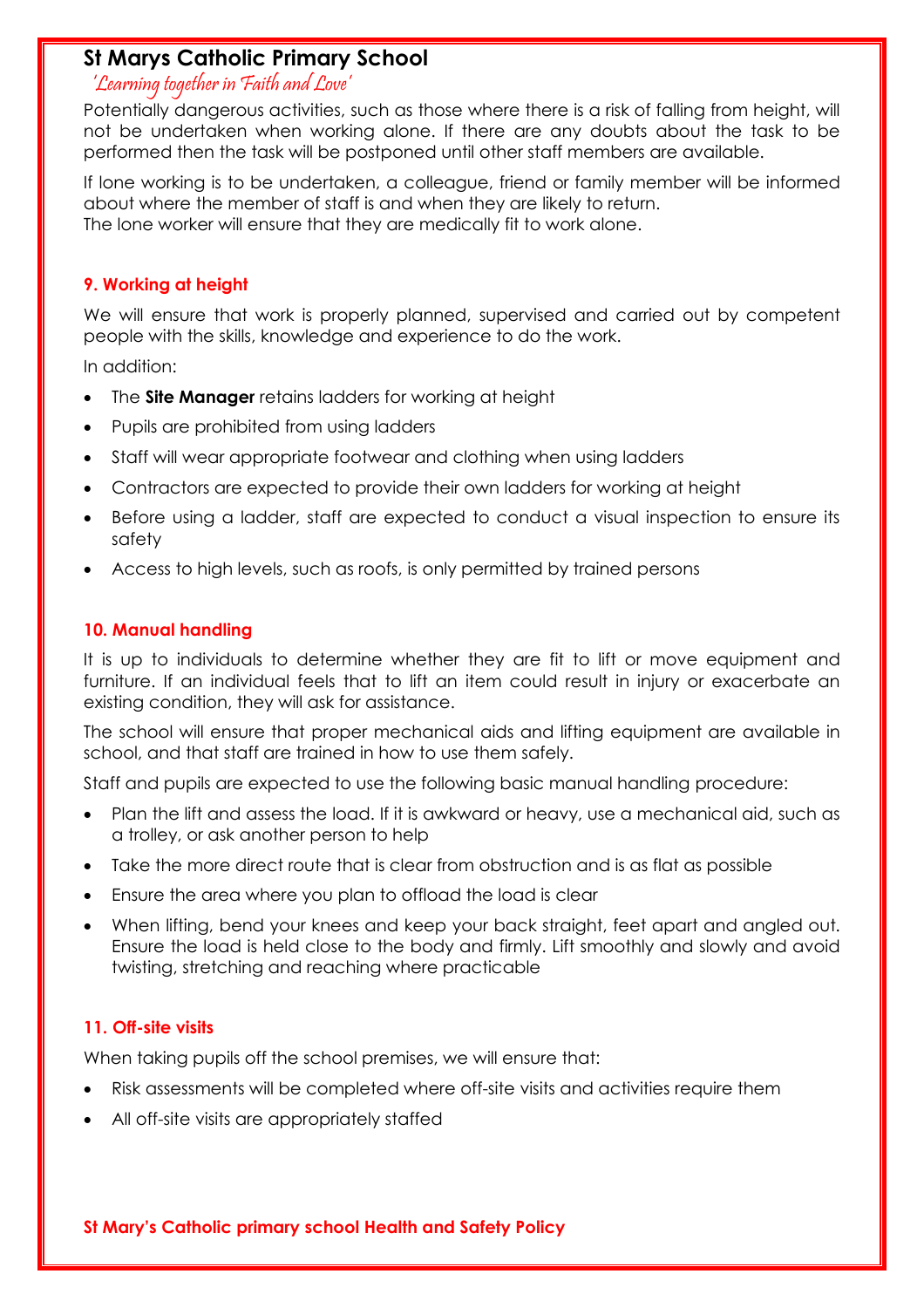Potentially dangerous activities, such as those where there is a risk of falling from height, will not be undertaken when working alone. If there are any doubts about the task to be performed then the task will be postponed until other staff members are available.

If lone working is to be undertaken, a colleague, friend or family member will be informed about where the member of staff is and when they are likely to return.
The lone worker will ensure that they are medically fit to work alone.

### 9. Working at height

We will ensure that work is properly planned, supervised and carried out by competent people with the skills, knowledge and experience to do the work.

In addition:

- The **Site Manager** retains ladders for working at height
- Pupils are prohibited from using ladders
- Staff will wear appropriate footwear and clothing when using ladders
- Contractors are expected to provide their own ladders for working at height
- Before using a ladder, staff are expected to conduct a visual inspection to ensure its safety
- Access to high levels, such as roofs, is only permitted by trained persons

### 10. Manual handling

It is up to individuals to determine whether they are fit to lift or move equipment and furniture. If an individual feels that to lift an item could result in injury or exacerbate an existing condition, they will ask for assistance.

The school will ensure that proper mechanical aids and lifting equipment are available in school, and that staff are trained in how to use them safely.

Staff and pupils are expected to use the following basic manual handling procedure:

- Plan the lift and assess the load. If it is awkward or heavy, use a mechanical aid, such as a trolley, or ask another person to help
- Take the more direct route that is clear from obstruction and is as flat as possible
- Ensure the area where you plan to offload the load is clear
- When lifting, bend your knees and keep your back straight, feet apart and angled out. Ensure the load is held close to the body and firmly. Lift smoothly and slowly and avoid twisting, stretching and reaching where practicable

### 11. Off-site visits

When taking pupils off the school premises, we will ensure that:

- Risk assessments will be completed where off-site visits and activities require them
- All off-site visits are appropriately staffed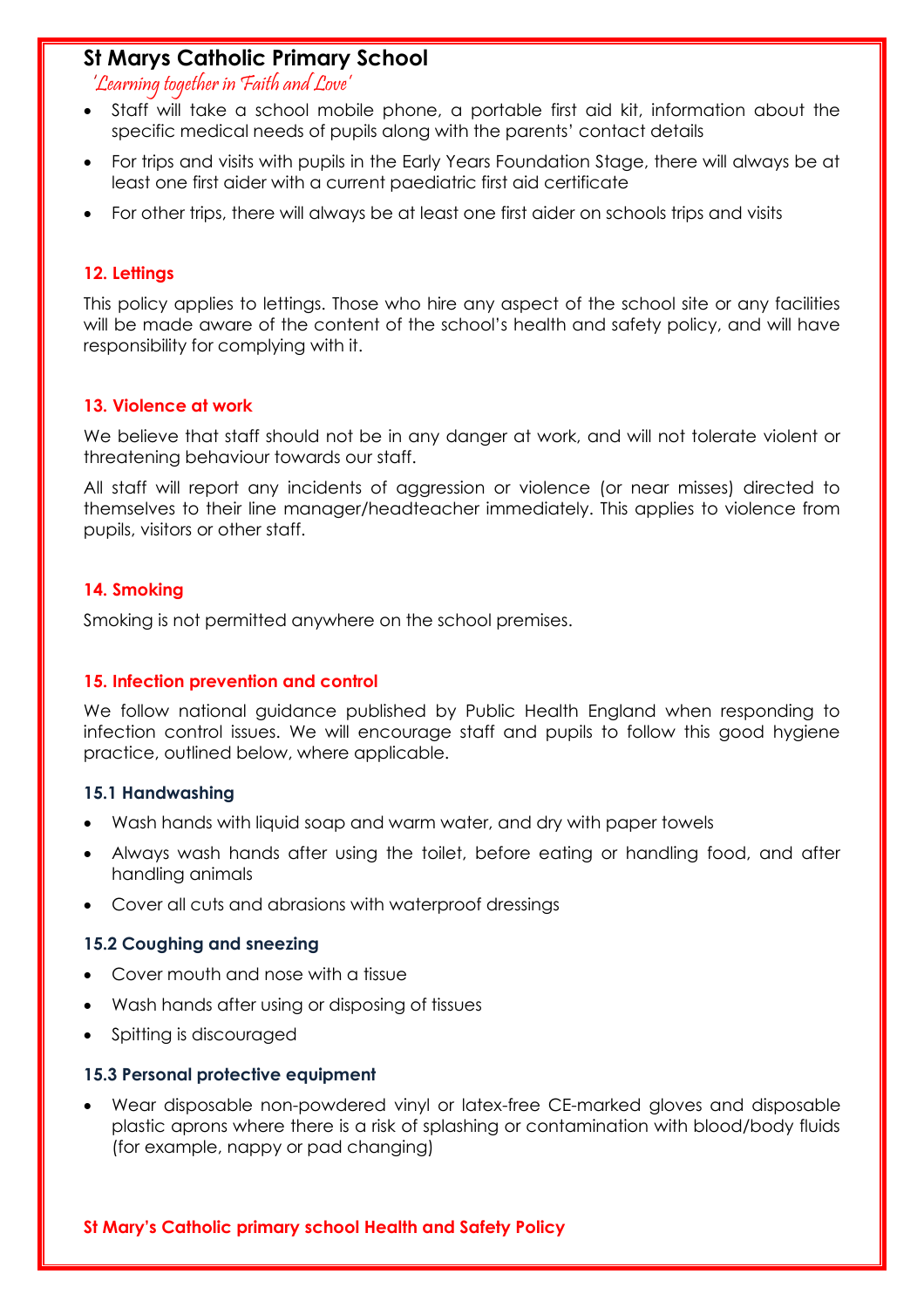- Staff will take a school mobile phone, a portable first aid kit, information about the specific medical needs of pupils along with the parents' contact details
- For trips and visits with pupils in the Early Years Foundation Stage, there will always be at least one first aider with a current paediatric first aid certificate
- For other trips, there will always be at least one first aider on schools trips and visits

## 12. Lettings

This policy applies to lettings. Those who hire any aspect of the school site or any facilities will be made aware of the content of the school's health and safety policy, and will have responsibility for complying with it.

## 13. Violence at work

We believe that staff should not be in any danger at work, and will not tolerate violent or threatening behaviour towards our staff.

All staff will report any incidents of aggression or violence (or near misses) directed to themselves to their line manager/headteacher immediately. This applies to violence from pupils, visitors or other staff.

## 14. Smoking

Smoking is not permitted anywhere on the school premises.

## 15. Infection prevention and control

We follow national guidance published by Public Health England when responding to infection control issues. We will encourage staff and pupils to follow this good hygiene practice, outlined below, where applicable.

### 15.1 Handwashing

- Wash hands with liquid soap and warm water, and dry with paper towels
- Always wash hands after using the toilet, before eating or handling food, and after handling animals
- Cover all cuts and abrasions with waterproof dressings

### 15.2 Coughing and sneezing

- Cover mouth and nose with a tissue
- Wash hands after using or disposing of tissues
- Spitting is discouraged

### 15.3 Personal protective equipment

- Wear disposable non-powdered vinyl or latex-free CE-marked gloves and disposable plastic aprons where there is a risk of splashing or contamination with blood/body fluids (for example, nappy or pad changing)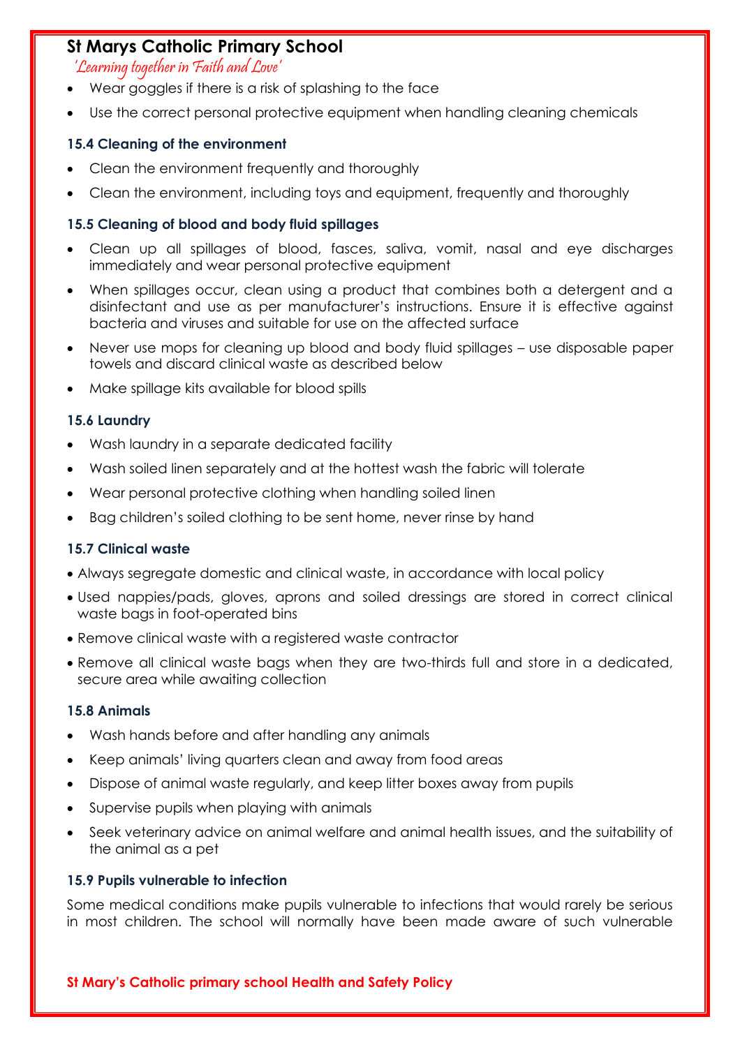- Wear goggles if there is a risk of splashing to the face
- Use the correct personal protective equipment when handling cleaning chemicals

### 15.4 Cleaning of the environment

- Clean the environment frequently and thoroughly
- Clean the environment, including toys and equipment, frequently and thoroughly

### 15.5 Cleaning of blood and body fluid spillages

- Clean up all spillages of blood, faeces, saliva, vomit, nasal and eye discharges immediately and wear personal protective equipment
- When spillages occur, clean using a product that combines both a detergent and a disinfectant and use as per manufacturer's instructions. Ensure it is effective against bacteria and viruses and suitable for use on the affected surface
- Never use mops for cleaning up blood and body fluid spillages – use disposable paper towels and discard clinical waste as described below
- Make spillage kits available for blood spills

### 15.6 Laundry

- Wash laundry in a separate dedicated facility
- Wash soiled linen separately and at the hottest wash the fabric will tolerate
- Wear personal protective clothing when handling soiled linen
- Bag children's soiled clothing to be sent home, never rinse by hand

### 15.7 Clinical waste

- Always segregate domestic and clinical waste, in accordance with local policy
- Used nappies/pads, gloves, aprons and soiled dressings are stored in correct clinical waste bags in foot-operated bins
- Remove clinical waste with a registered waste contractor
- Remove all clinical waste bags when they are two-thirds full and store in a dedicated, secure area while awaiting collection

### 15.8 Animals

- Wash hands before and after handling any animals
- Keep animals' living quarters clean and away from food areas
- Dispose of animal waste regularly, and keep litter boxes away from pupils
- Supervise pupils when playing with animals
- Seek veterinary advice on animal welfare and animal health issues, and the suitability of the animal as a pet

### 15.9 Pupils vulnerable to infection

Some medical conditions make pupils vulnerable to infections that would rarely be serious in most children. The school will normally have been made aware of such vulnerable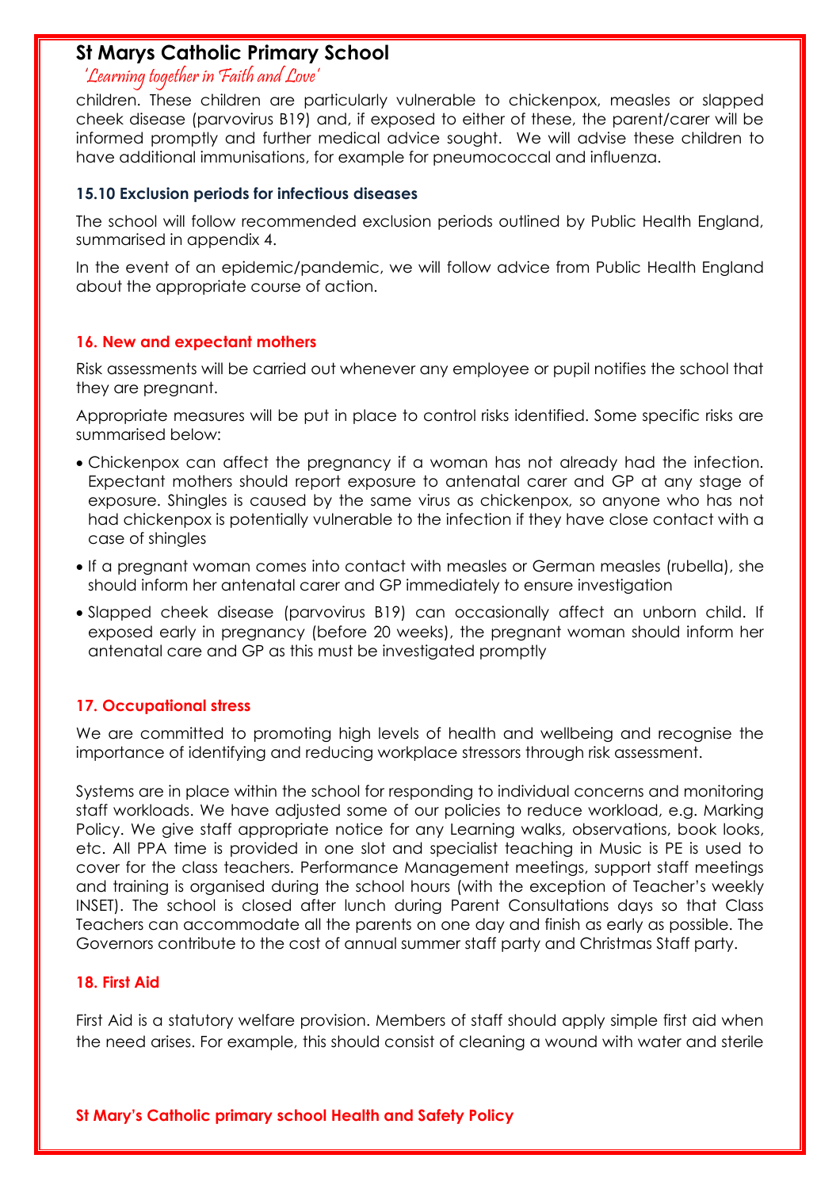children. These children are particularly vulnerable to chickenpox, measles or slapped cheek disease (parvovirus B19) and, if exposed to either of these, the parent/carer will be informed promptly and further medical advice sought. We will advise these children to have additional immunisations, for example for pneumococcal and influenza.

### 15.10 Exclusion periods for infectious diseases

The school will follow recommended exclusion periods outlined by Public Health England, summarised in appendix 4.

In the event of an epidemic/pandemic, we will follow advice from Public Health England about the appropriate course of action.

## 16. New and expectant mothers

Risk assessments will be carried out whenever any employee or pupil notifies the school that they are pregnant.

Appropriate measures will be put in place to control risks identified. Some specific risks are summarised below:

- Chickenpox can affect the pregnancy if a woman has not already had the infection. Expectant mothers should report exposure to antenatal carer and GP at any stage of exposure. Shingles is caused by the same virus as chickenpox, so anyone who has not had chickenpox is potentially vulnerable to the infection if they have close contact with a case of shingles
- If a pregnant woman comes into contact with measles or German measles (rubella), she should inform her antenatal carer and GP immediately to ensure investigation
- Slapped cheek disease (parvovirus B19) can occasionally affect an unborn child. If exposed early in pregnancy (before 20 weeks), the pregnant woman should inform her antenatal care and GP as this must be investigated promptly

## 17. Occupational stress

We are committed to promoting high levels of health and wellbeing and recognise the importance of identifying and reducing workplace stressors through risk assessment.

Systems are in place within the school for responding to individual concerns and monitoring staff workloads. We have adjusted some of our policies to reduce workload, e.g. Marking Policy. We give staff appropriate notice for any Learning walks, observations, book looks, etc. All PPA time is provided in one slot and specialist teaching in Music is PE is used to cover for the class teachers. Performance Management meetings, support staff meetings and training is organised during the school hours (with the exception of Teacher's weekly INSET). The school is closed after lunch during Parent Consultations days so that Class Teachers can accommodate all the parents on one day and finish as early as possible. The Governors contribute to the cost of annual summer staff party and Christmas Staff party.

## 18. First Aid

First Aid is a statutory welfare provision. Members of staff should apply simple first aid when the need arises. For example, this should consist of cleaning a wound with water and sterile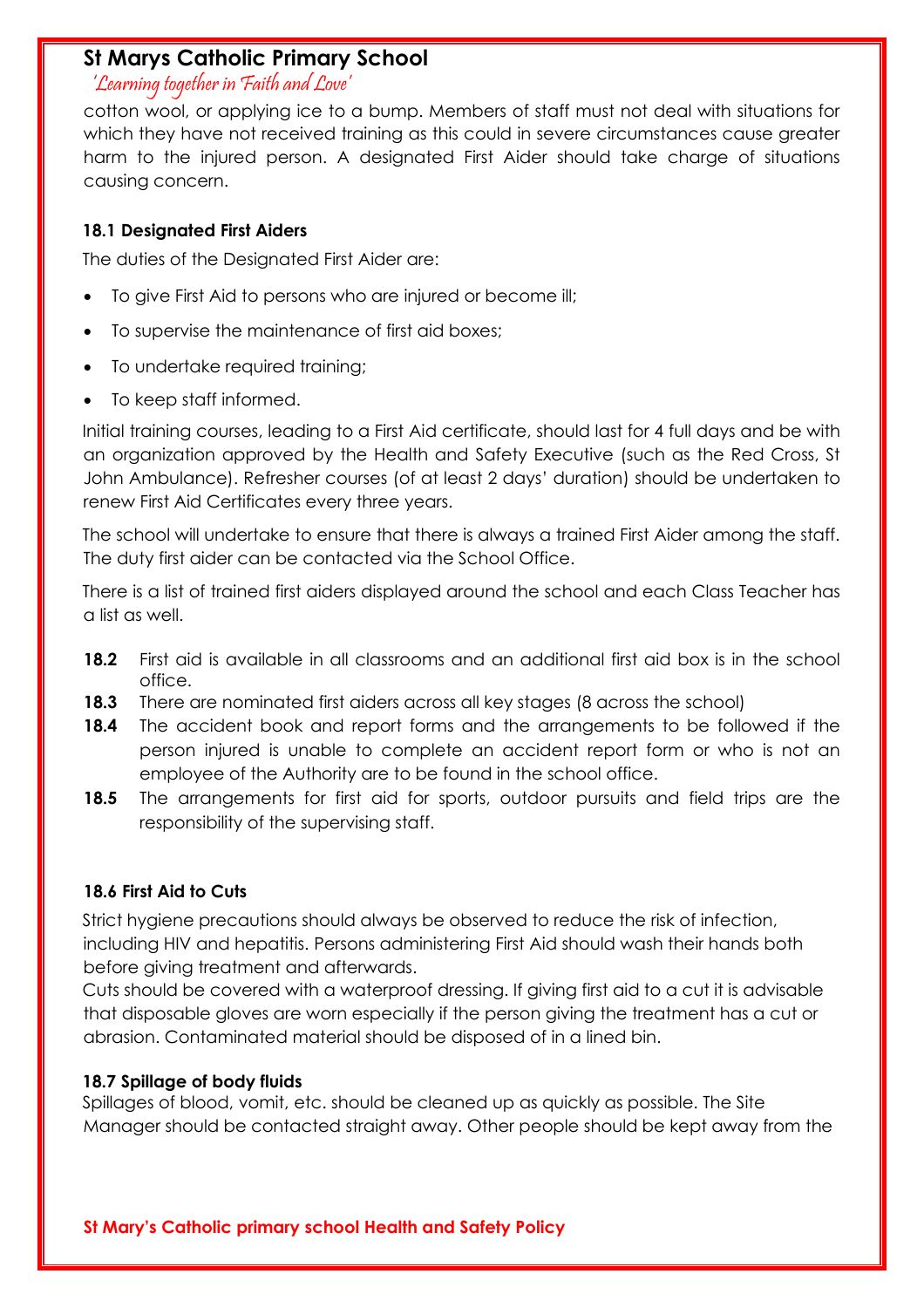cotton wool, or applying ice to a bump. Members of staff must not deal with situations for which they have not received training as this could in severe circumstances cause greater harm to the injured person. A designated First Aider should take charge of situations causing concern.

#### 18.1 Designated First Aiders

The duties of the Designated First Aider are:

- To give First Aid to persons who are injured or become ill;
- To supervise the maintenance of first aid boxes;
- To undertake required training;
- To keep staff informed.

Initial training courses, leading to a First Aid certificate, should last for 4 full days and be with an organization approved by the Health and Safety Executive (such as the Red Cross, St John Ambulance). Refresher courses (of at least 2 days' duration) should be undertaken to renew First Aid Certificates every three years.

The school will undertake to ensure that there is always a trained First Aider among the staff. The duty first aider can be contacted via the School Office.

There is a list of trained first aiders displayed around the school and each Class Teacher has a list as well.

**18.2** First aid is available in all classrooms and an additional first aid box is in the school office.

**18.3** There are nominated first aiders across all key stages (8 across the school)

**18.4** The accident book and report forms and the arrangements to be followed if the person injured is unable to complete an accident report form or who is not an employee of the Authority are to be found in the school office.

**18.5** The arrangements for first aid for sports, outdoor pursuits and field trips are the responsibility of the supervising staff.

#### 18.6 First Aid to Cuts

Strict hygiene precautions should always be observed to reduce the risk of infection, including HIV and hepatitis. Persons administering First Aid should wash their hands both before giving treatment and afterwards.

Cuts should be covered with a waterproof dressing. If giving first aid to a cut it is advisable that disposable gloves are worn especially if the person giving the treatment has a cut or abrasion. Contaminated material should be disposed of in a lined bin.

#### 18.7 Spillage of body fluids

Spillages of blood, vomit, etc. should be cleaned up as quickly as possible. The Site Manager should be contacted straight away. Other people should be kept away from the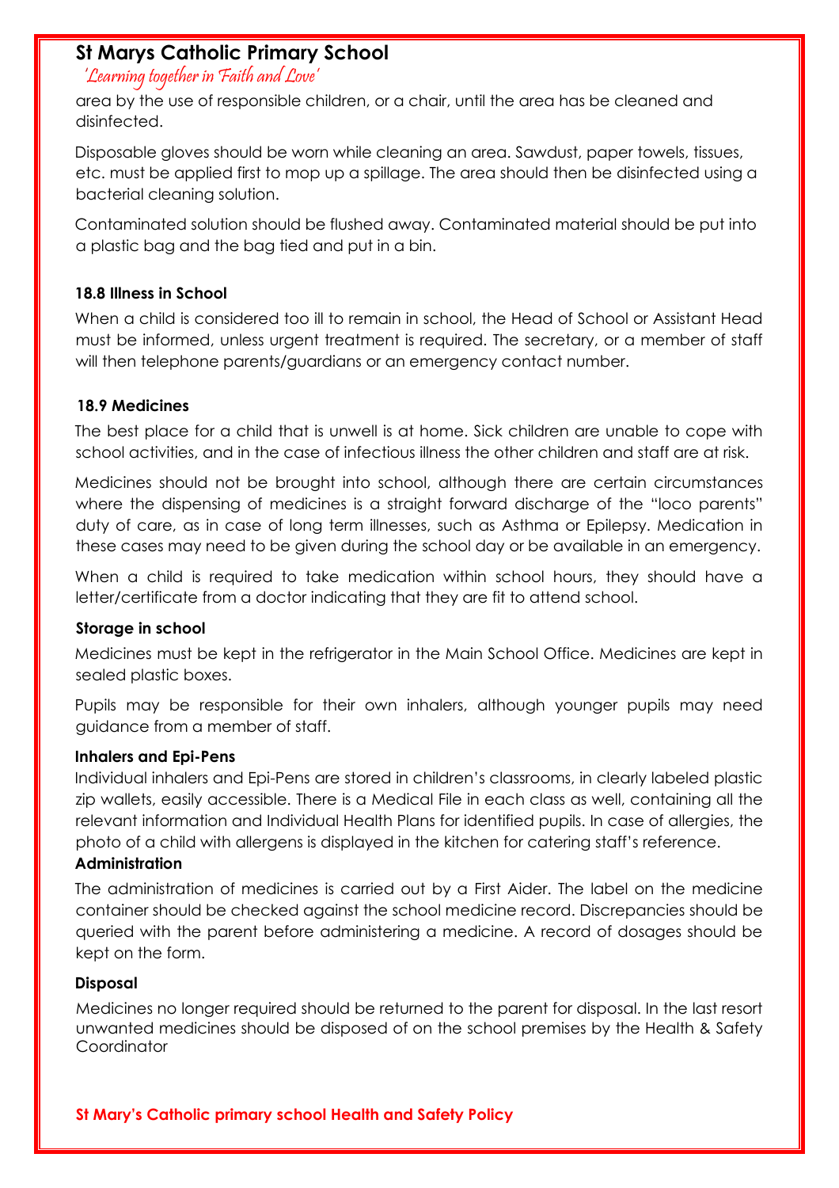area by the use of responsible children, or a chair, until the area has be cleaned and disinfected.

Disposable gloves should be worn while cleaning an area. Sawdust, paper towels, tissues, etc. must be applied first to mop up a spillage. The area should then be disinfected using a bacterial cleaning solution.

Contaminated solution should be flushed away. Contaminated material should be put into a plastic bag and the bag tied and put in a bin.

**18.8 Illness in School**

When a child is considered too ill to remain in school, the Head of School or Assistant Head must be informed, unless urgent treatment is required. The secretary, or a member of staff will then telephone parents/guardians or an emergency contact number.

**18.9 Medicines**

The best place for a child that is unwell is at home. Sick children are unable to cope with school activities, and in the case of infectious illness the other children and staff are at risk.

Medicines should not be brought into school, although there are certain circumstances where the dispensing of medicines is a straight forward discharge of the "loco parents" duty of care, as in case of long term illnesses, such as Asthma or Epilepsy. Medication in these cases may need to be given during the school day or be available in an emergency.

When a child is required to take medication within school hours, they should have a letter/certificate from a doctor indicating that they are fit to attend school.

**Storage in school**

Medicines must be kept in the refrigerator in the Main School Office. Medicines are kept in sealed plastic boxes.

Pupils may be responsible for their own inhalers, although younger pupils may need guidance from a member of staff.

**Inhalers and Epi-Pens**

Individual inhalers and Epi-Pens are stored in children's classrooms, in clearly labeled plastic zip wallets, easily accessible. There is a Medical File in each class as well, containing all the relevant information and Individual Health Plans for identified pupils. In case of allergies, the photo of a child with allergens is displayed in the kitchen for catering staff's reference.

**Administration**

The administration of medicines is carried out by a First Aider. The label on the medicine container should be checked against the school medicine record. Discrepancies should be queried with the parent before administering a medicine. A record of dosages should be kept on the form.

**Disposal**

Medicines no longer required should be returned to the parent for disposal. In the last resort unwanted medicines should be disposed of on the school premises by the Health & Safety Coordinator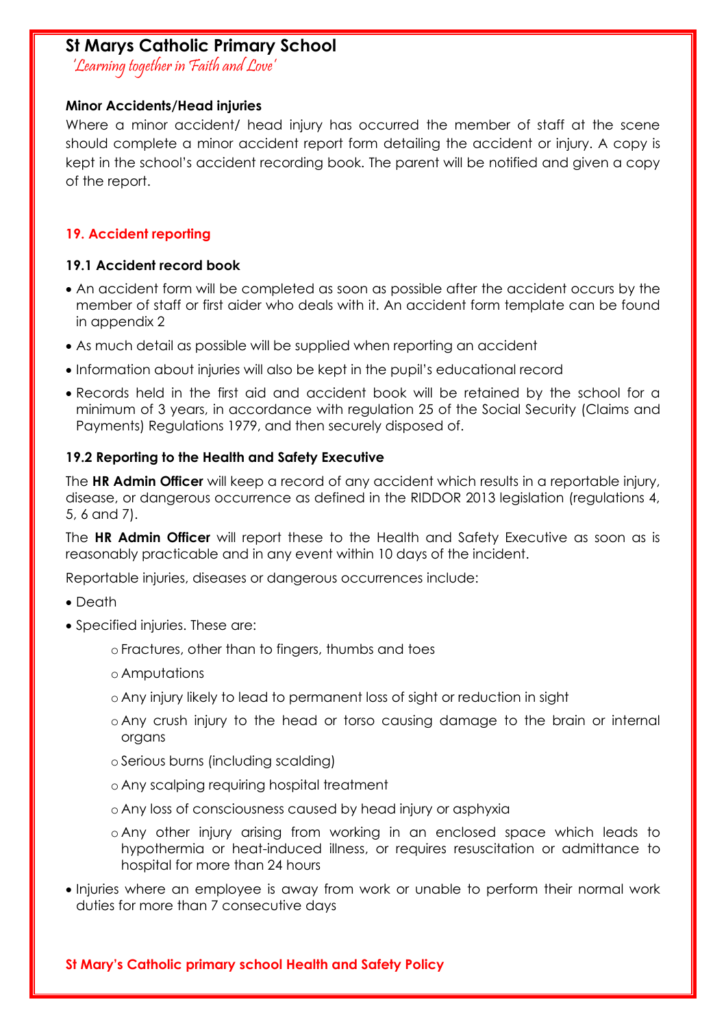#### Minor Accidents/Head injuries

Where a minor accident/ head injury has occurred the member of staff at the scene should complete a minor accident report form detailing the accident or injury. A copy is kept in the school's accident recording book. The parent will be notified and given a copy of the report.

## 19. Accident reporting

### 19.1 Accident record book

- An accident form will be completed as soon as possible after the accident occurs by the member of staff or first aider who deals with it. An accident form template can be found in appendix 2
- As much detail as possible will be supplied when reporting an accident
- Information about injuries will also be kept in the pupil's educational record
- Records held in the first aid and accident book will be retained by the school for a minimum of 3 years, in accordance with regulation 25 of the Social Security (Claims and Payments) Regulations 1979, and then securely disposed of.

### 19.2 Reporting to the Health and Safety Executive

The **HR Admin Officer** will keep a record of any accident which results in a reportable injury, disease, or dangerous occurrence as defined in the RIDDOR 2013 legislation (regulations 4, 5, 6 and 7).

The **HR Admin Officer** will report these to the Health and Safety Executive as soon as is reasonably practicable and in any event within 10 days of the incident.

Reportable injuries, diseases or dangerous occurrences include:

- Death
- Specified injuries. These are:
  - Fractures, other than to fingers, thumbs and toes
  - Amputations
  - Any injury likely to lead to permanent loss of sight or reduction in sight
  - Any crush injury to the head or torso causing damage to the brain or internal organs
  - Serious burns (including scalding)
  - Any scalping requiring hospital treatment
  - Any loss of consciousness caused by head injury or asphyxia
  - Any other injury arising from working in an enclosed space which leads to hypothermia or heat-induced illness, or requires resuscitation or admittance to hospital for more than 24 hours
- Injuries where an employee is away from work or unable to perform their normal work duties for more than 7 consecutive days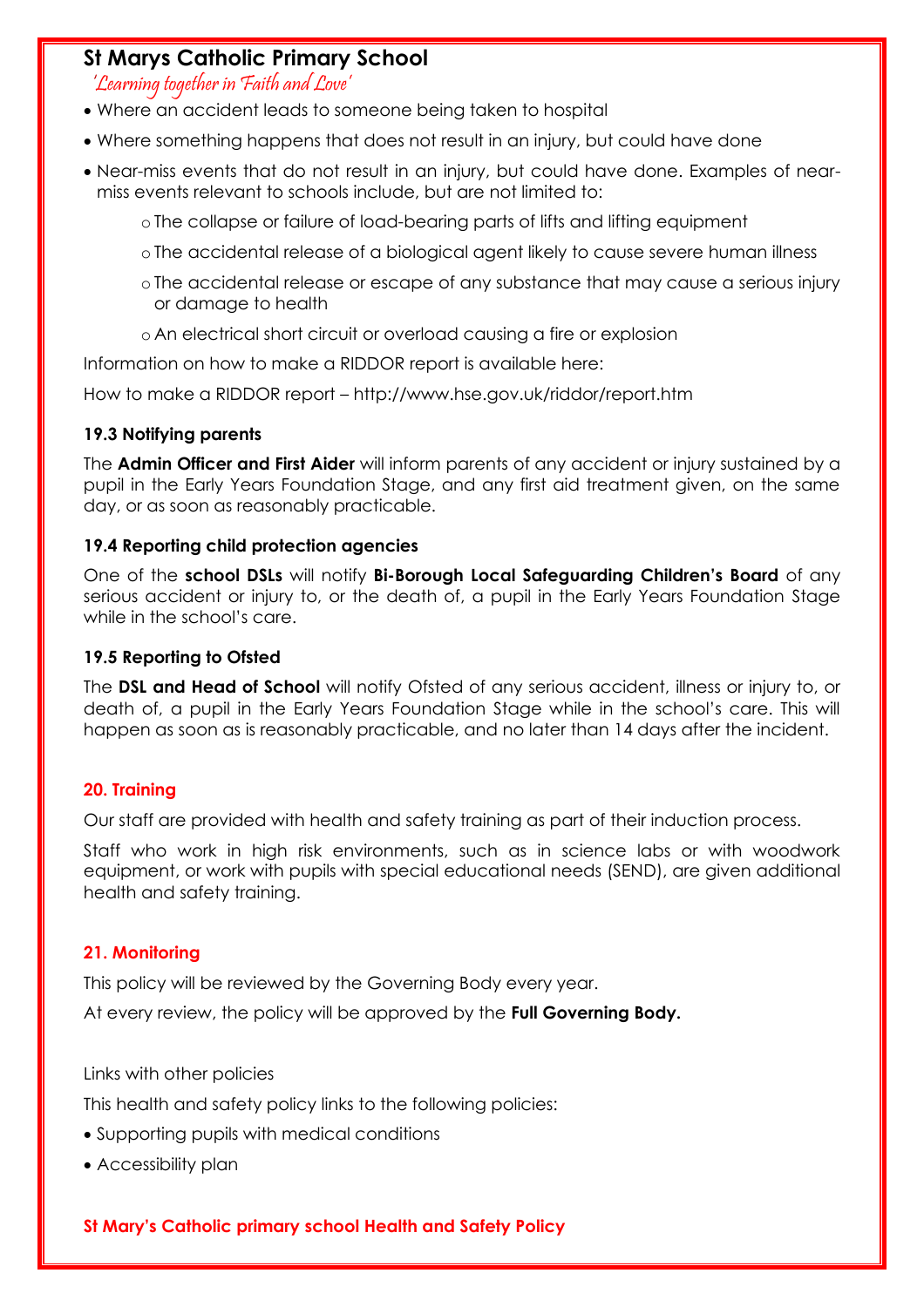- Where an accident leads to someone being taken to hospital
- Where something happens that does not result in an injury, but could have done
- Near-miss events that do not result in an injury, but could have done. Examples of near-miss events relevant to schools include, but are not limited to:
  - The collapse or failure of load-bearing parts of lifts and lifting equipment
  - The accidental release of a biological agent likely to cause severe human illness
  - The accidental release or escape of any substance that may cause a serious injury or damage to health
  - An electrical short circuit or overload causing a fire or explosion

Information on how to make a RIDDOR report is available here:

How to make a RIDDOR report – http://www.hse.gov.uk/riddor/report.htm

### 19.3 Notifying parents

The **Admin Officer and First Aider** will inform parents of any accident or injury sustained by a pupil in the Early Years Foundation Stage, and any first aid treatment given, on the same day, or as soon as reasonably practicable.

### 19.4 Reporting child protection agencies

One of the **school DSLs** will notify **Bi-Borough Local Safeguarding Children's Board** of any serious accident or injury to, or the death of, a pupil in the Early Years Foundation Stage while in the school's care.

### 19.5 Reporting to Ofsted

The **DSL and Head of School** will notify Ofsted of any serious accident, illness or injury to, or death of, a pupil in the Early Years Foundation Stage while in the school's care. This will happen as soon as is reasonably practicable, and no later than 14 days after the incident.

## 20. Training

Our staff are provided with health and safety training as part of their induction process.

Staff who work in high risk environments, such as in science labs or with woodwork equipment, or work with pupils with special educational needs (SEND), are given additional health and safety training.

## 21. Monitoring

This policy will be reviewed by the Governing Body every year.

At every review, the policy will be approved by the **Full Governing Body.**

Links with other policies

This health and safety policy links to the following policies:

- Supporting pupils with medical conditions
- Accessibility plan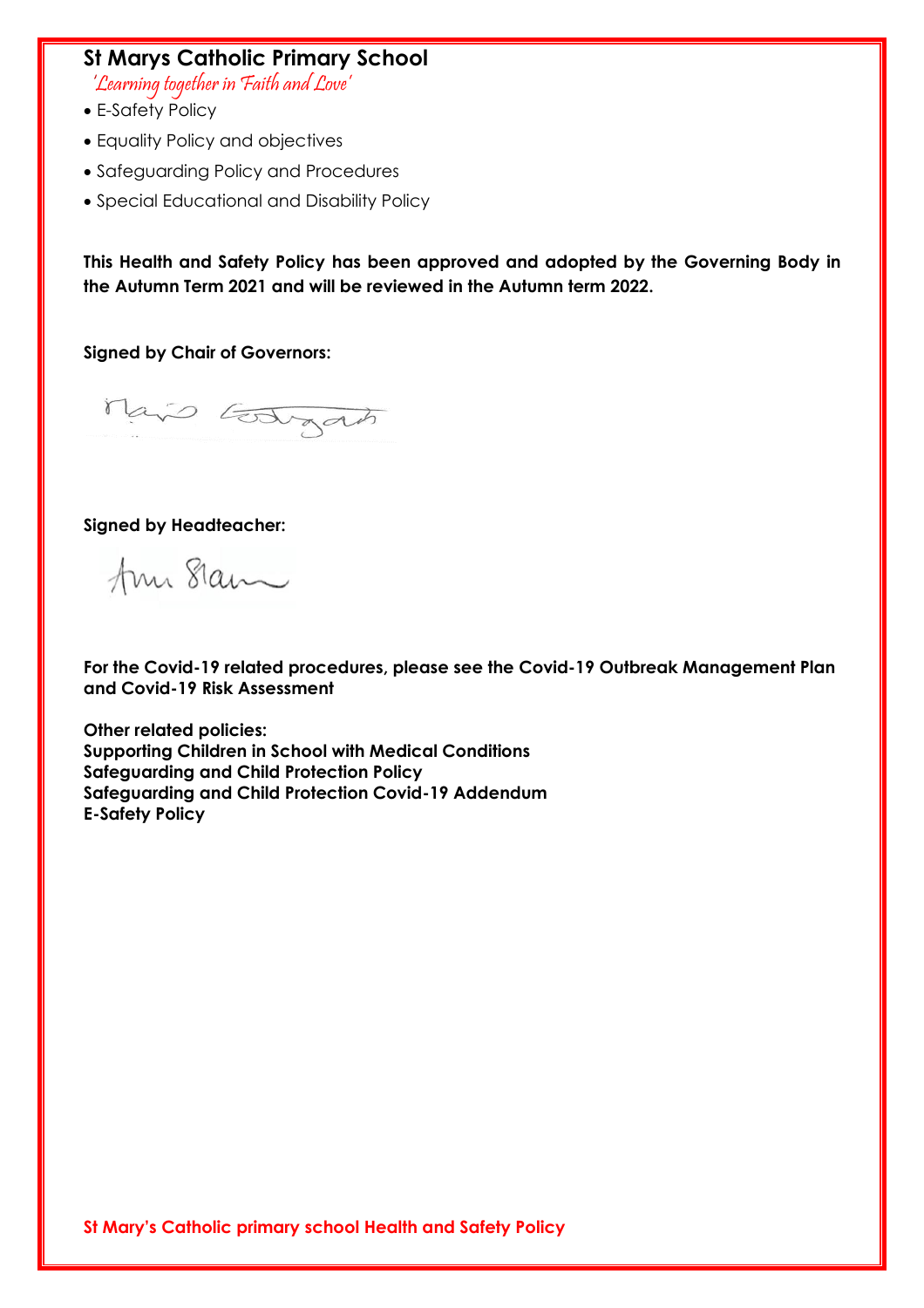## St Marys Catholic Primary School

*'Learning together in Faith and Love'*

- E-Safety Policy
- Equality Policy and objectives
- Safeguarding Policy and Procedures
- Special Educational and Disability Policy

**This Health and Safety Policy has been approved and adopted by the Governing Body in the Autumn Term 2021 and will be reviewed in the Autumn term 2022.**

**Signed by Chair of Governors:**

**Signed by Headteacher:**

**For the Covid-19 related procedures, please see the Covid-19 Outbreak Management Plan and Covid-19 Risk Assessment**

**Other related policies:**
**Supporting Children in School with Medical Conditions**
**Safeguarding and Child Protection Policy**
**Safeguarding and Child Protection Covid-19 Addendum**
**E-Safety Policy**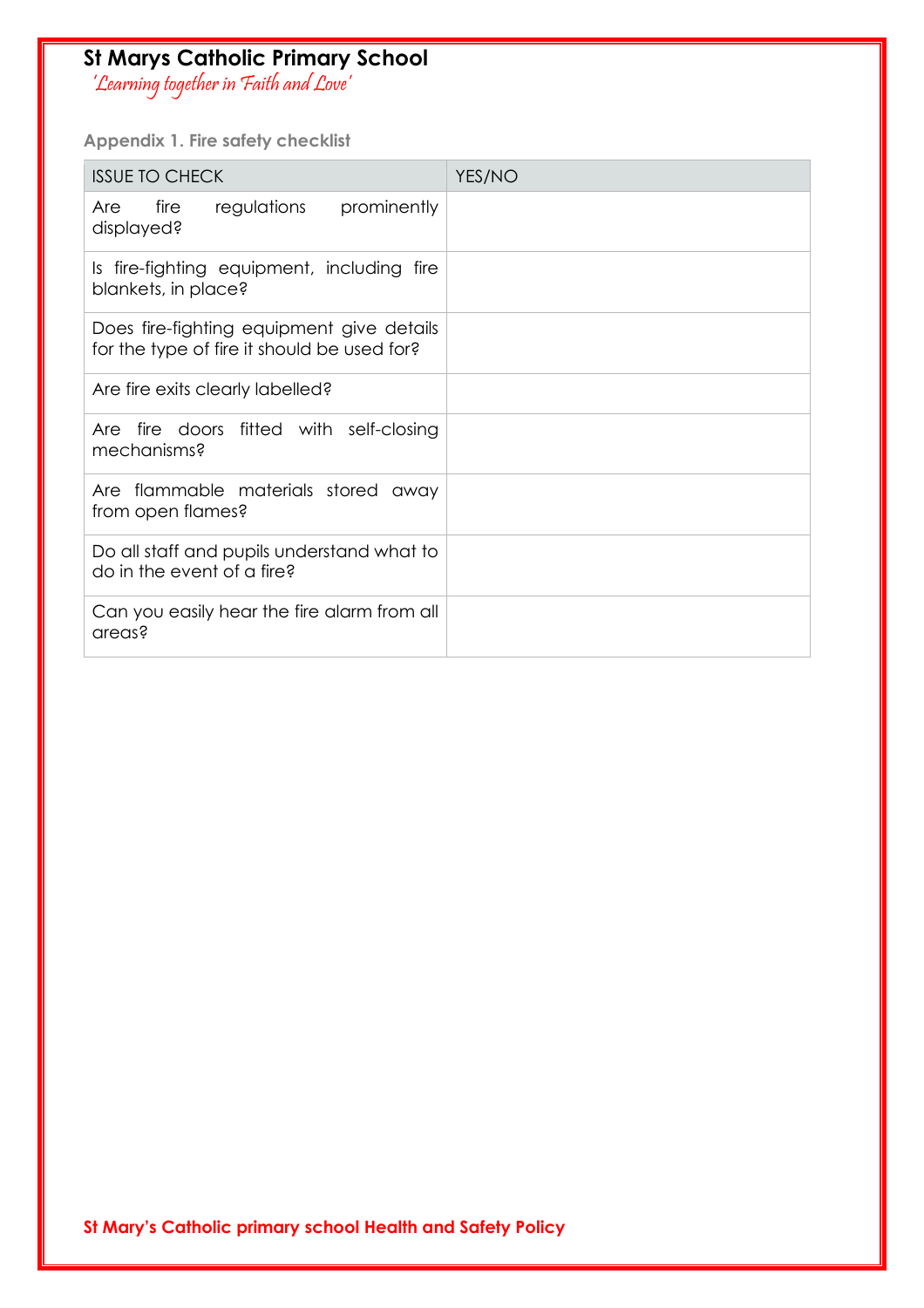## Appendix 1. Fire safety checklist

| ISSUE TO CHECK | YES/NO |
|---|---|
| Are fire regulations prominently displayed? | |
| Is fire-fighting equipment, including fire blankets, in place? | |
| Does fire-fighting equipment give details for the type of fire it should be used for? | |
| Are fire exits clearly labelled? | |
| Are fire doors fitted with self-closing mechanisms? | |
| Are flammable materials stored away from open flames? | |
| Do all staff and pupils understand what to do in the event of a fire? | |
| Can you easily hear the fire alarm from all areas? | |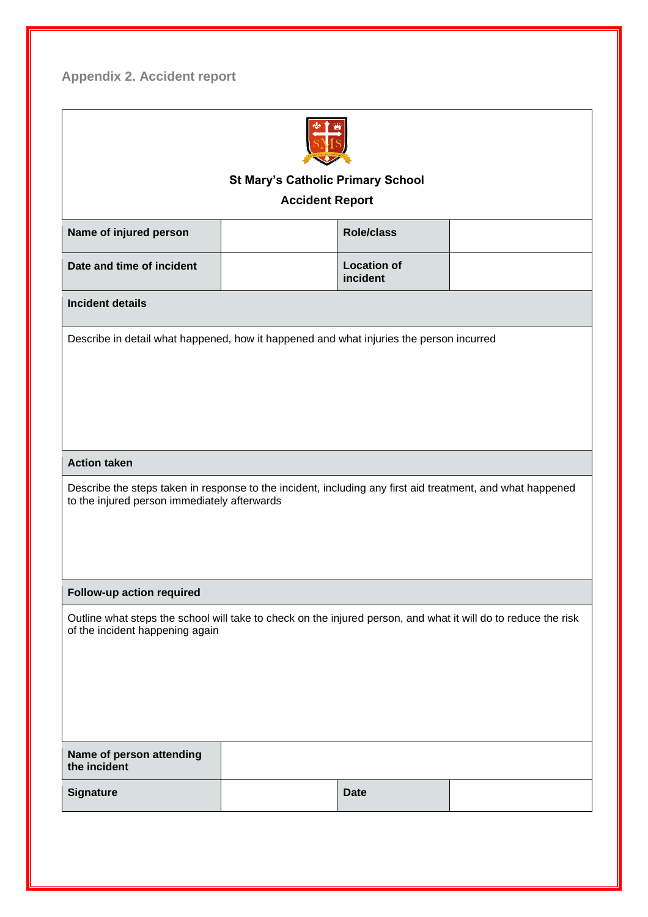## Appendix 2. Accident report

**St Mary's Catholic Primary School**

**Accident Report**

| | | | |
|---|---|---|---|
| **Name of injured person** | | **Role/class** | |
| **Date and time of incident** | | **Location of incident** | |

**Incident details**

Describe in detail what happened, how it happened and what injuries the person incurred

**Action taken**

Describe the steps taken in response to the incident, including any first aid treatment, and what happened to the injured person immediately afterwards

**Follow-up action required**

Outline what steps the school will take to check on the injured person, and what it will do to reduce the risk of the incident happening again

| | | | |
|---|---|---|---|
| **Name of person attending the incident** | | | |
| **Signature** | | **Date** | |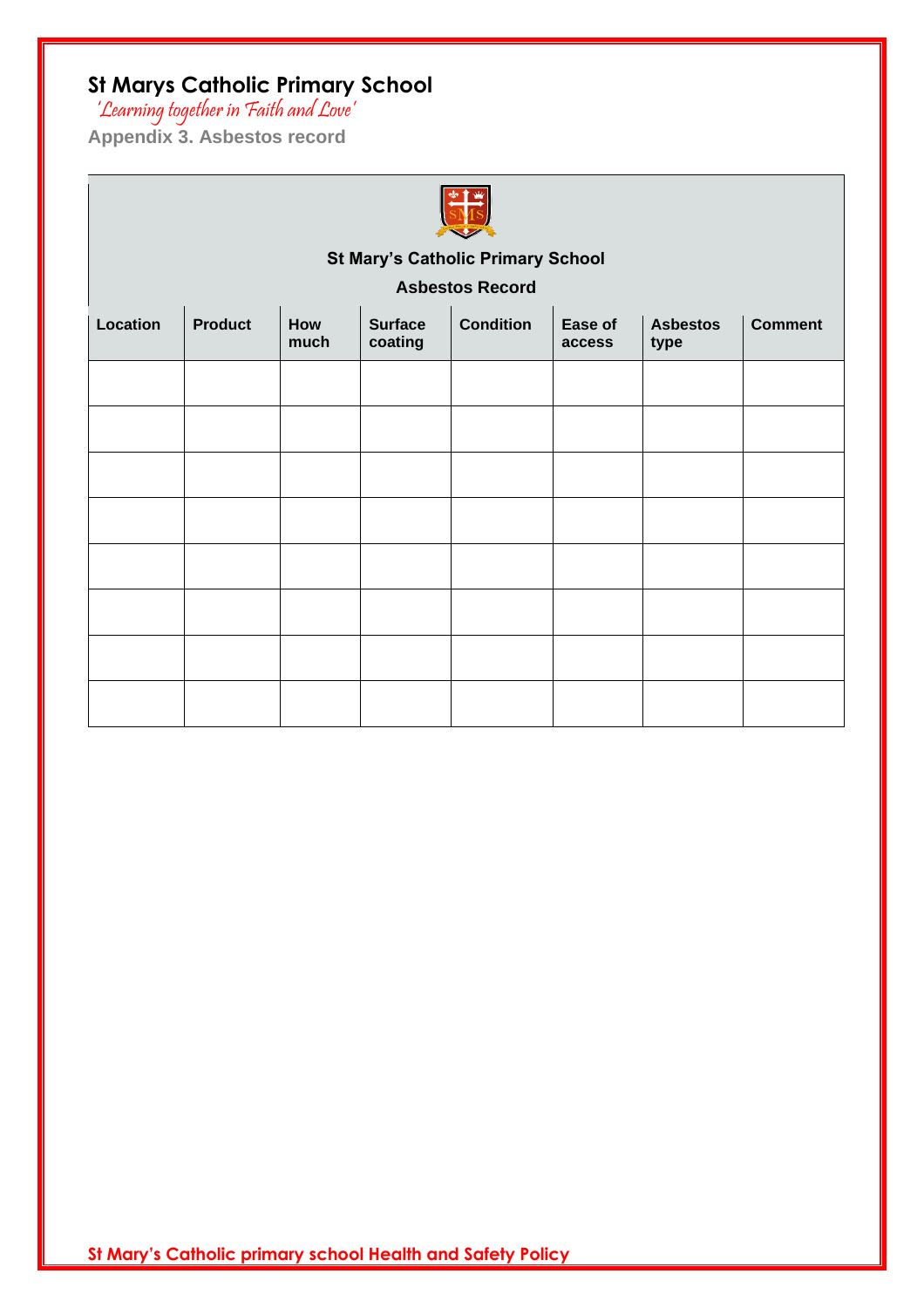**St Marys Catholic Primary School**

*'Learning together in Faith and Love'*

**Appendix 3. Asbestos record**

**St Mary's Catholic Primary School**

**Asbestos Record**

| Location | Product | How much | Surface coating | Condition | Ease of access | Asbestos type | Comment |
|---|---|---|---|---|---|---|---|
| | | | | | | | |
| | | | | | | | |
| | | | | | | | |
| | | | | | | | |
| | | | | | | | |
| | | | | | | | |
| | | | | | | | |
| | | | | | | | |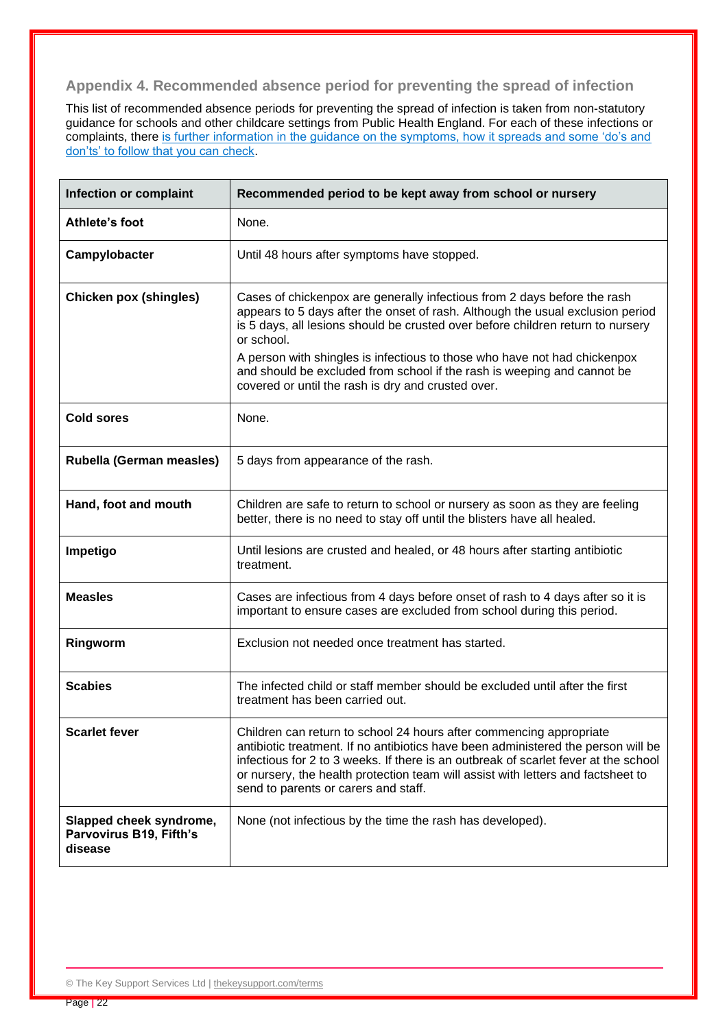## Appendix 4. Recommended absence period for preventing the spread of infection

This list of recommended absence periods for preventing the spread of infection is taken from non-statutory guidance for schools and other childcare settings from Public Health England. For each of these infections or complaints, there is further information in the guidance on the symptoms, how it spreads and some 'do's and don'ts' to follow that you can check.

| Infection or complaint | Recommended period to be kept away from school or nursery |
|---|---|
| **Athlete's foot** | None. |
| **Campylobacter** | Until 48 hours after symptoms have stopped. |
| **Chicken pox (shingles)** | Cases of chickenpox are generally infectious from 2 days before the rash appears to 5 days after the onset of rash. Although the usual exclusion period is 5 days, all lesions should be crusted over before children return to nursery or school.<br>A person with shingles is infectious to those who have not had chickenpox and should be excluded from school if the rash is weeping and cannot be covered or until the rash is dry and crusted over. |
| **Cold sores** | None. |
| **Rubella (German measles)** | 5 days from appearance of the rash. |
| **Hand, foot and mouth** | Children are safe to return to school or nursery as soon as they are feeling better, there is no need to stay off until the blisters have all healed. |
| **Impetigo** | Until lesions are crusted and healed, or 48 hours after starting antibiotic treatment. |
| **Measles** | Cases are infectious from 4 days before onset of rash to 4 days after so it is important to ensure cases are excluded from school during this period. |
| **Ringworm** | Exclusion not needed once treatment has started. |
| **Scabies** | The infected child or staff member should be excluded until after the first treatment has been carried out. |
| **Scarlet fever** | Children can return to school 24 hours after commencing appropriate antibiotic treatment. If no antibiotics have been administered the person will be infectious for 2 to 3 weeks. If there is an outbreak of scarlet fever at the school or nursery, the health protection team will assist with letters and factsheet to send to parents or carers and staff. |
| **Slapped cheek syndrome, Parvovirus B19, Fifth's disease** | None (not infectious by the time the rash has developed). |

© The Key Support Services Ltd | thekeysupport.com/terms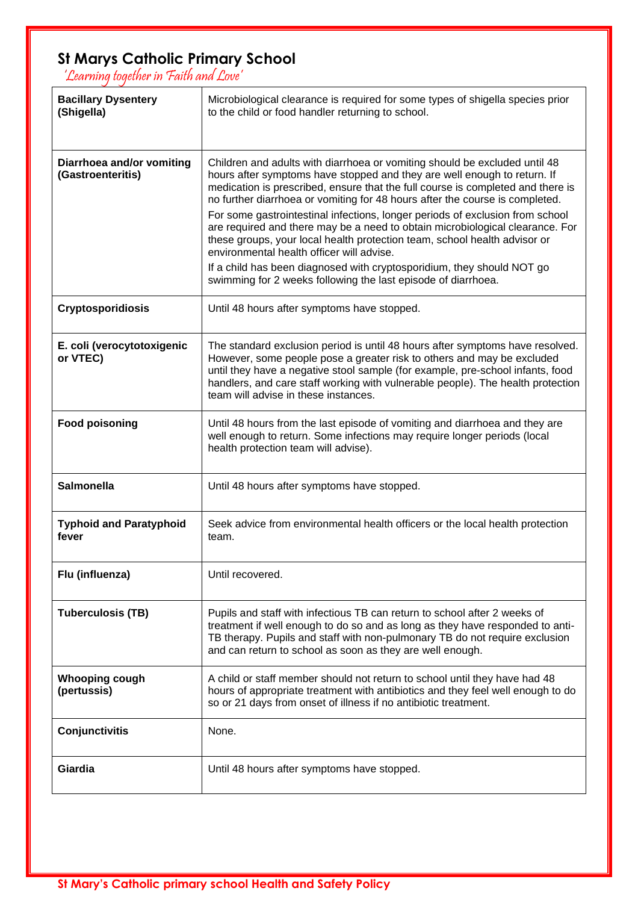| | |
|---|---|
| **Bacillary Dysentery (Shigella)** | Microbiological clearance is required for some types of shigella species prior to the child or food handler returning to school. |
| **Diarrhoea and/or vomiting (Gastroenteritis)** | Children and adults with diarrhoea or vomiting should be excluded until 48 hours after symptoms have stopped and they are well enough to return. If medication is prescribed, ensure that the full course is completed and there is no further diarrhoea or vomiting for 48 hours after the course is completed.<br>For some gastrointestinal infections, longer periods of exclusion from school are required and there may be a need to obtain microbiological clearance. For these groups, your local health protection team, school health advisor or environmental health officer will advise.<br>If a child has been diagnosed with cryptosporidium, they should NOT go swimming for 2 weeks following the last episode of diarrhoea. |
| **Cryptosporidiosis** | Until 48 hours after symptoms have stopped. |
| **E. coli (verocytotoxigenic or VTEC)** | The standard exclusion period is until 48 hours after symptoms have resolved. However, some people pose a greater risk to others and may be excluded until they have a negative stool sample (for example, pre-school infants, food handlers, and care staff working with vulnerable people). The health protection team will advise in these instances. |
| **Food poisoning** | Until 48 hours from the last episode of vomiting and diarrhoea and they are well enough to return. Some infections may require longer periods (local health protection team will advise). |
| **Salmonella** | Until 48 hours after symptoms have stopped. |
| **Typhoid and Paratyphoid fever** | Seek advice from environmental health officers or the local health protection team. |
| **Flu (influenza)** | Until recovered. |
| **Tuberculosis (TB)** | Pupils and staff with infectious TB can return to school after 2 weeks of treatment if well enough to do so and as long as they have responded to anti-TB therapy. Pupils and staff with non-pulmonary TB do not require exclusion and can return to school as soon as they are well enough. |
| **Whooping cough (pertussis)** | A child or staff member should not return to school until they have had 48 hours of appropriate treatment with antibiotics and they feel well enough to do so or 21 days from onset of illness if no antibiotic treatment. |
| **Conjunctivitis** | None. |
| **Giardia** | Until 48 hours after symptoms have stopped. |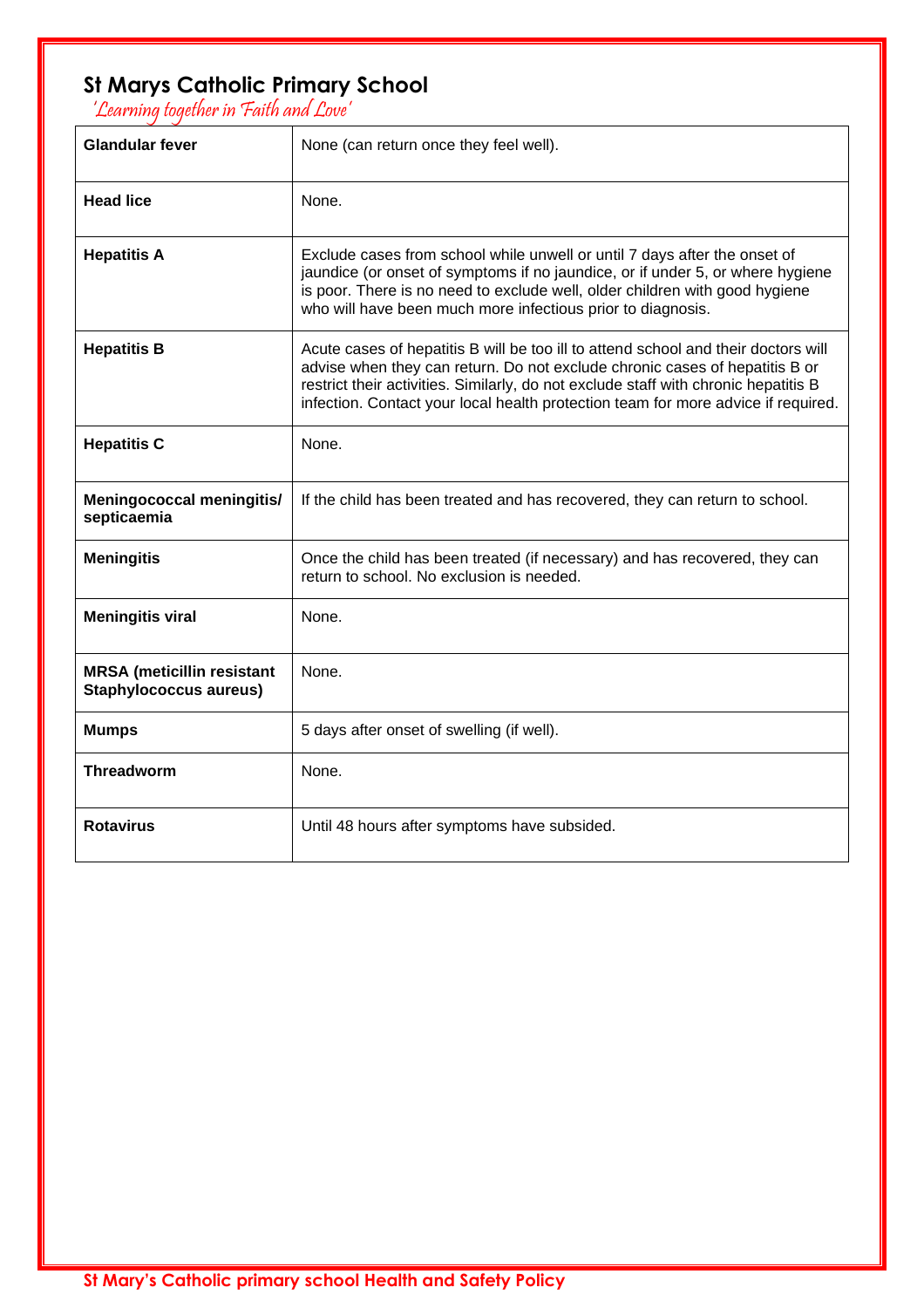| | |
|---|---|
| **Glandular fever** | None (can return once they feel well). |
| **Head lice** | None. |
| **Hepatitis A** | Exclude cases from school while unwell or until 7 days after the onset of jaundice (or onset of symptoms if no jaundice, or if under 5, or where hygiene is poor. There is no need to exclude well, older children with good hygiene who will have been much more infectious prior to diagnosis. |
| **Hepatitis B** | Acute cases of hepatitis B will be too ill to attend school and their doctors will advise when they can return. Do not exclude chronic cases of hepatitis B or restrict their activities. Similarly, do not exclude staff with chronic hepatitis B infection. Contact your local health protection team for more advice if required. |
| **Hepatitis C** | None. |
| **Meningococcal meningitis/ septicaemia** | If the child has been treated and has recovered, they can return to school. |
| **Meningitis** | Once the child has been treated (if necessary) and has recovered, they can return to school. No exclusion is needed. |
| **Meningitis viral** | None. |
| **MRSA (meticillin resistant Staphylococcus aureus)** | None. |
| **Mumps** | 5 days after onset of swelling (if well). |
| **Threadworm** | None. |
| **Rotavirus** | Until 48 hours after symptoms have subsided. |